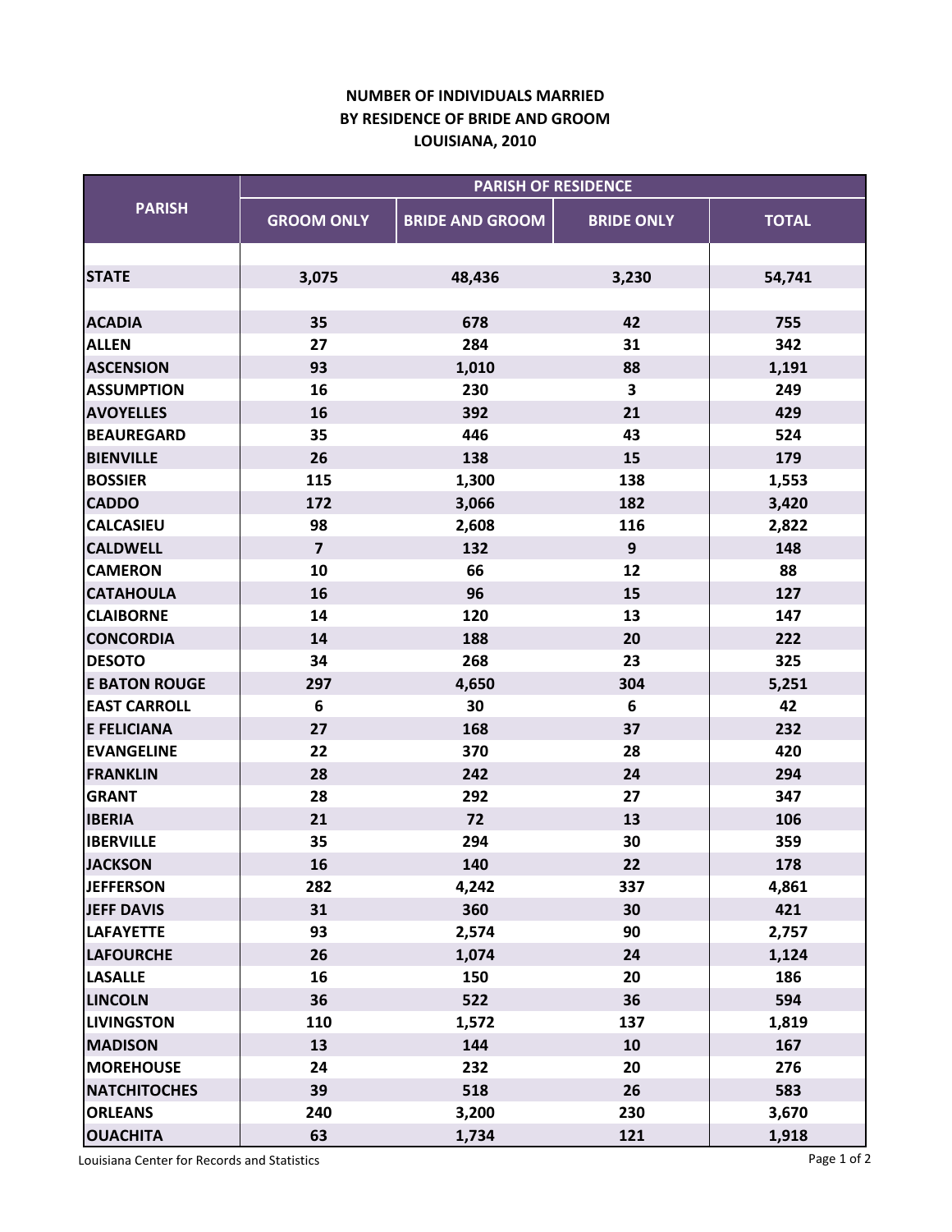# NUMBER OF INDIVIDUALS MARRIED
# BY RESIDENCE OF BRIDE AND GROOM
# LOUISIANA, 2010

| PARISH | PARISH OF RESIDENCE | | | |
|---|---|---|---|---|
| | GROOM ONLY | BRIDE AND GROOM | BRIDE ONLY | TOTAL |
| **STATE** | 3,075 | 48,436 | 3,230 | 54,741 |
| **ACADIA** | 35 | 678 | 42 | 755 |
| **ALLEN** | 27 | 284 | 31 | 342 |
| **ASCENSION** | 93 | 1,010 | 88 | 1,191 |
| **ASSUMPTION** | 16 | 230 | 3 | 249 |
| **AVOYELLES** | 16 | 392 | 21 | 429 |
| **BEAUREGARD** | 35 | 446 | 43 | 524 |
| **BIENVILLE** | 26 | 138 | 15 | 179 |
| **BOSSIER** | 115 | 1,300 | 138 | 1,553 |
| **CADDO** | 172 | 3,066 | 182 | 3,420 |
| **CALCASIEU** | 98 | 2,608 | 116 | 2,822 |
| **CALDWELL** | 7 | 132 | 9 | 148 |
| **CAMERON** | 10 | 66 | 12 | 88 |
| **CATAHOULA** | 16 | 96 | 15 | 127 |
| **CLAIBORNE** | 14 | 120 | 13 | 147 |
| **CONCORDIA** | 14 | 188 | 20 | 222 |
| **DESOTO** | 34 | 268 | 23 | 325 |
| **E BATON ROUGE** | 297 | 4,650 | 304 | 5,251 |
| **EAST CARROLL** | 6 | 30 | 6 | 42 |
| **E FELICIANA** | 27 | 168 | 37 | 232 |
| **EVANGELINE** | 22 | 370 | 28 | 420 |
| **FRANKLIN** | 28 | 242 | 24 | 294 |
| **GRANT** | 28 | 292 | 27 | 347 |
| **IBERIA** | 21 | 72 | 13 | 106 |
| **IBERVILLE** | 35 | 294 | 30 | 359 |
| **JACKSON** | 16 | 140 | 22 | 178 |
| **JEFFERSON** | 282 | 4,242 | 337 | 4,861 |
| **JEFF DAVIS** | 31 | 360 | 30 | 421 |
| **LAFAYETTE** | 93 | 2,574 | 90 | 2,757 |
| **LAFOURCHE** | 26 | 1,074 | 24 | 1,124 |
| **LASALLE** | 16 | 150 | 20 | 186 |
| **LINCOLN** | 36 | 522 | 36 | 594 |
| **LIVINGSTON** | 110 | 1,572 | 137 | 1,819 |
| **MADISON** | 13 | 144 | 10 | 167 |
| **MOREHOUSE** | 24 | 232 | 20 | 276 |
| **NATCHITOCHES** | 39 | 518 | 26 | 583 |
| **ORLEANS** | 240 | 3,200 | 230 | 3,670 |
| **OUACHITA** | 63 | 1,734 | 121 | 1,918 |

Louisiana Center for Records and Statistics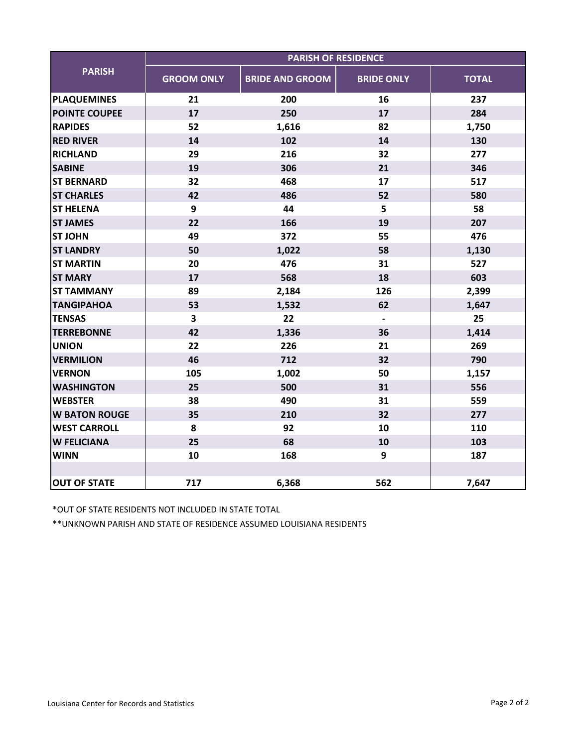| PARISH | PARISH OF RESIDENCE | | | |
|---|---|---|---|---|
| | GROOM ONLY | BRIDE AND GROOM | BRIDE ONLY | TOTAL |
| PLAQUEMINES | 21 | 200 | 16 | 237 |
| POINTE COUPEE | 17 | 250 | 17 | 284 |
| RAPIDES | 52 | 1,616 | 82 | 1,750 |
| RED RIVER | 14 | 102 | 14 | 130 |
| RICHLAND | 29 | 216 | 32 | 277 |
| SABINE | 19 | 306 | 21 | 346 |
| ST BERNARD | 32 | 468 | 17 | 517 |
| ST CHARLES | 42 | 486 | 52 | 580 |
| ST HELENA | 9 | 44 | 5 | 58 |
| ST JAMES | 22 | 166 | 19 | 207 |
| ST JOHN | 49 | 372 | 55 | 476 |
| ST LANDRY | 50 | 1,022 | 58 | 1,130 |
| ST MARTIN | 20 | 476 | 31 | 527 |
| ST MARY | 17 | 568 | 18 | 603 |
| ST TAMMANY | 89 | 2,184 | 126 | 2,399 |
| TANGIPAHOA | 53 | 1,532 | 62 | 1,647 |
| TENSAS | 3 | 22 | - | 25 |
| TERREBONNE | 42 | 1,336 | 36 | 1,414 |
| UNION | 22 | 226 | 21 | 269 |
| VERMILION | 46 | 712 | 32 | 790 |
| VERNON | 105 | 1,002 | 50 | 1,157 |
| WASHINGTON | 25 | 500 | 31 | 556 |
| WEBSTER | 38 | 490 | 31 | 559 |
| W BATON ROUGE | 35 | 210 | 32 | 277 |
| WEST CARROLL | 8 | 92 | 10 | 110 |
| W FELICIANA | 25 | 68 | 10 | 103 |
| WINN | 10 | 168 | 9 | 187 |
| | | | | |
| OUT OF STATE | 717 | 6,368 | 562 | 7,647 |

*OUT OF STATE RESIDENTS NOT INCLUDED IN STATE TOTAL

**UNKNOWN PARISH AND STATE OF RESIDENCE ASSUMED LOUISIANA RESIDENTS

Louisiana Center for Records and Statistics